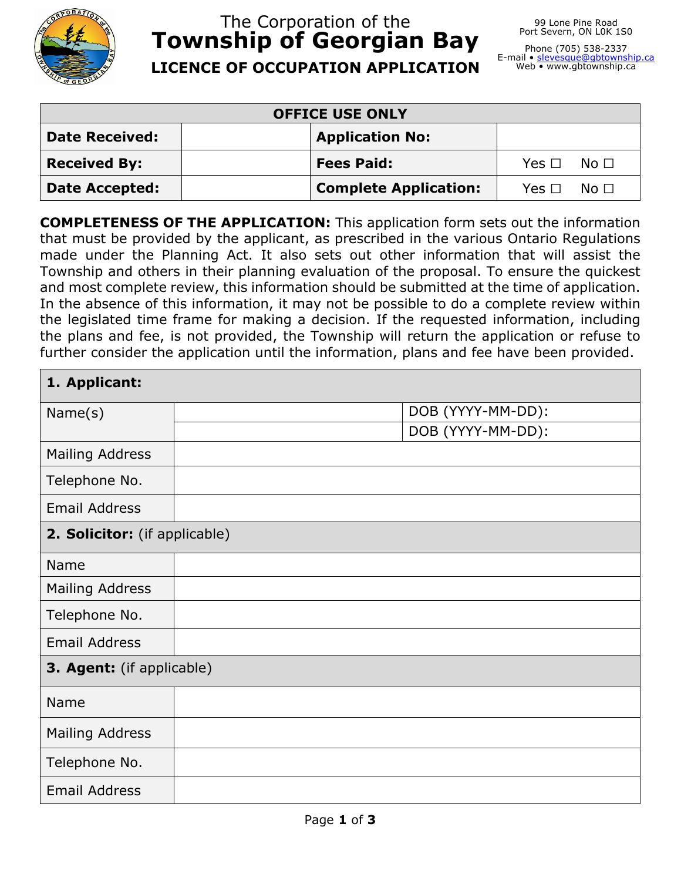The Corporation of the

# Township of Georgian Bay

## LICENCE OF OCCUPATION APPLICATION

99 Lone Pine Road
Port Severn, ON L0K 1S0

Phone (705) 538-2337
E-mail • slevesque@gbtownship.ca
Web • www.gbtownship.ca

| OFFICE USE ONLY | | | |
|---|---|---|---|
| **Date Received:** | | **Application No:** | |
| **Received By:** | | **Fees Paid:** | Yes ☐ No ☐ |
| **Date Accepted:** | | **Complete Application:** | Yes ☐ No ☐ |

**COMPLETENESS OF THE APPLICATION:** This application form sets out the information that must be provided by the applicant, as prescribed in the various Ontario Regulations made under the Planning Act. It also sets out other information that will assist the Township and others in their planning evaluation of the proposal. To ensure the quickest and most complete review, this information should be submitted at the time of application. In the absence of this information, it may not be possible to do a complete review within the legislated time frame for making a decision. If the requested information, including the plans and fee, is not provided, the Township will return the application or refuse to further consider the application until the information, plans and fee have been provided.

| **1. Applicant:** | | |
|---|---|---|
| Name(s) | | DOB (YYYY-MM-DD): |
| | | DOB (YYYY-MM-DD): |
| Mailing Address | | |
| Telephone No. | | |
| Email Address | | |
| **2. Solicitor:** (if applicable) | | |
| Name | | |
| Mailing Address | | |
| Telephone No. | | |
| Email Address | | |
| **3. Agent:** (if applicable) | | |
| Name | | |
| Mailing Address | | |
| Telephone No. | | |
| Email Address | | |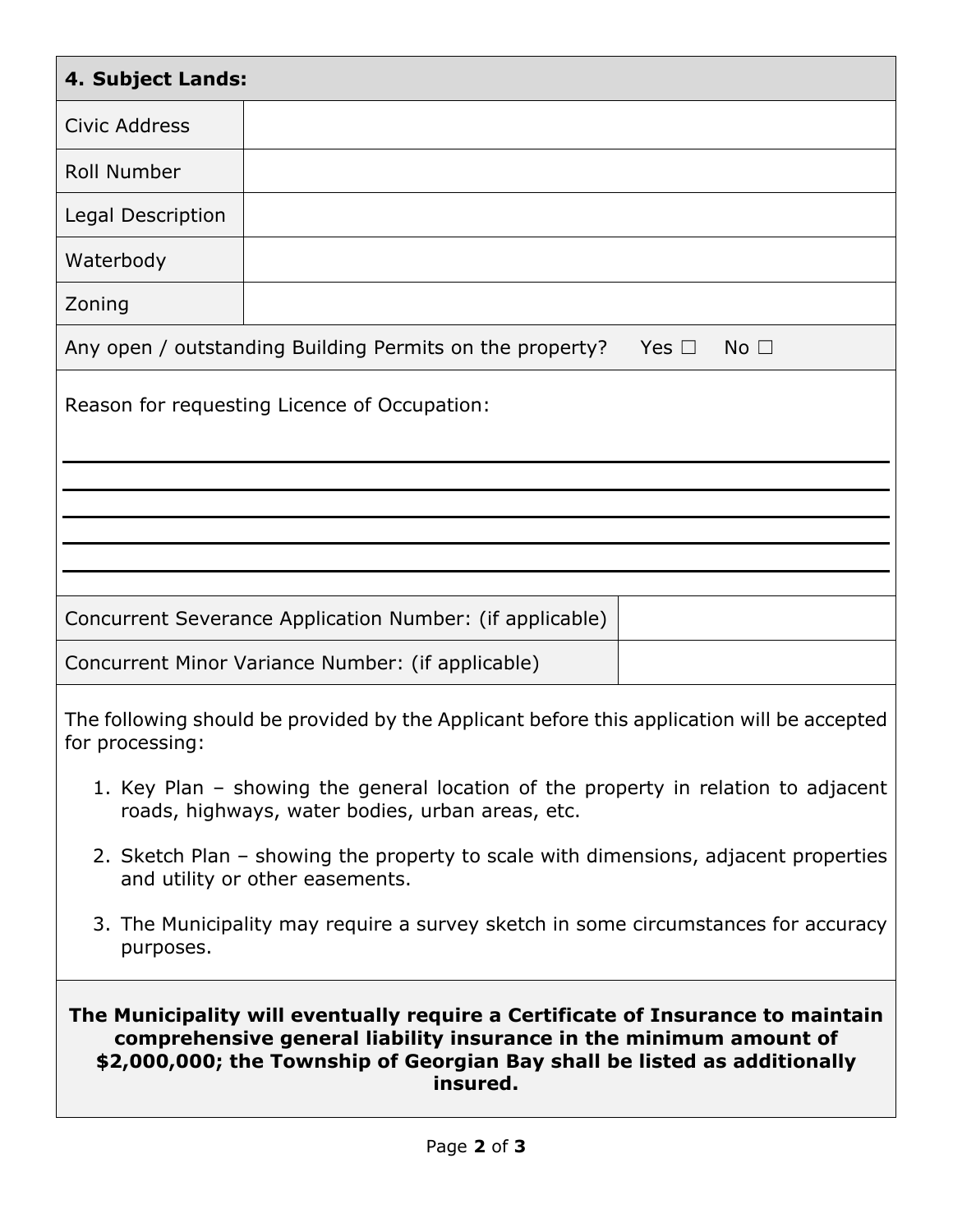| 4. Subject Lands: | |
|---|---|
| Civic Address | |
| Roll Number | |
| Legal Description | |
| Waterbody | |
| Zoning | |

Any open / outstanding Building Permits on the property? Yes ☐ No ☐

Reason for requesting Licence of Occupation:

_______________________________________________

_______________________________________________

_______________________________________________

_______________________________________________

_______________________________________________

| | |
|---|---|
| Concurrent Severance Application Number: (if applicable) | |
| Concurrent Minor Variance Number: (if applicable) | |

The following should be provided by the Applicant before this application will be accepted for processing:

1. Key Plan – showing the general location of the property in relation to adjacent roads, highways, water bodies, urban areas, etc.
2. Sketch Plan – showing the property to scale with dimensions, adjacent properties and utility or other easements.
3. The Municipality may require a survey sketch in some circumstances for accuracy purposes.

**The Municipality will eventually require a Certificate of Insurance to maintain comprehensive general liability insurance in the minimum amount of $2,000,000; the Township of Georgian Bay shall be listed as additionally insured.**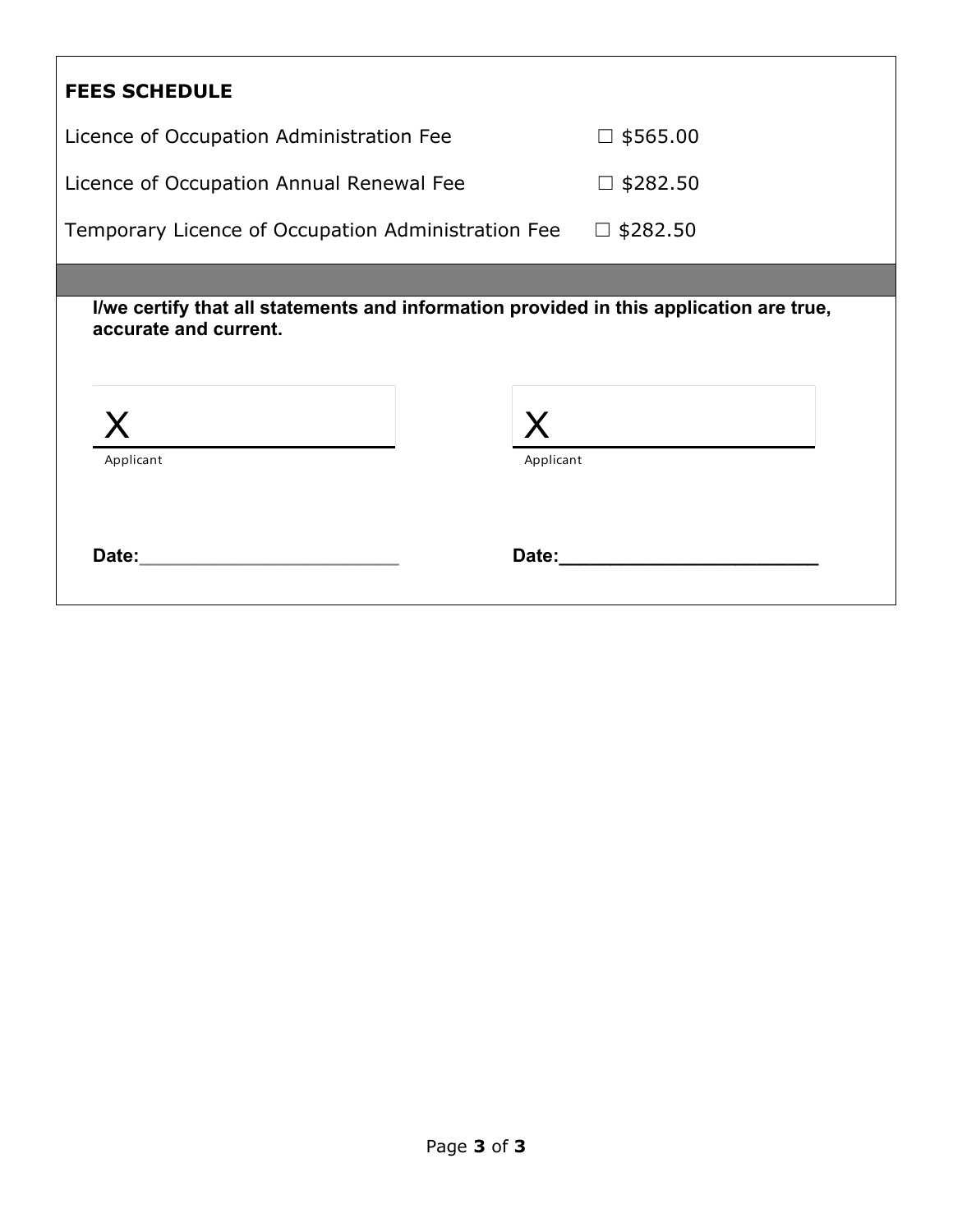## FEES SCHEDULE

| | |
|---|---|
| Licence of Occupation Administration Fee | ☐ $565.00 |
| Licence of Occupation Annual Renewal Fee | ☐ $282.50 |
| Temporary Licence of Occupation Administration Fee | ☐ $282.50 |

**I/we certify that all statements and information provided in this application are true, accurate and current.**

X ________________________
Applicant

X ________________________
Applicant

**Date:**________________________

**Date:**________________________